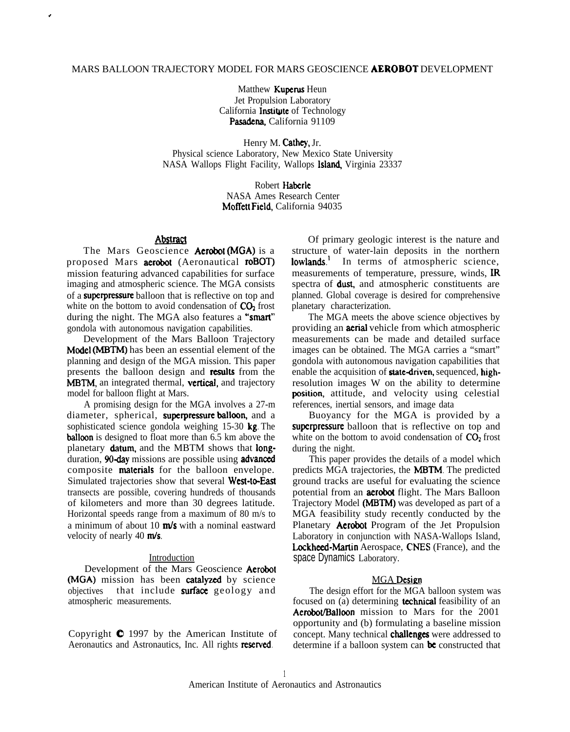# MARS BALLOON TRAJECTORY MODEL FOR MARS GEOSCIENCE AEROBOT DEVELOPMENT

Matthew Kuperus Heun
Jet Propulsion Laboratory
California Institute of Technology
Pasadena, California 91109

Henry M. Cathey, Jr.
Physical science Laboratory, New Mexico State University
NASA Wallops Flight Facility, Wallops Island, Virginia 23337

Robert Haberle
NASA Ames Research Center
Moffett Field, California 94035

## Abstract

The Mars Geoscience Aerobot (MGA) is a proposed Mars aerobot (Aeronautical roBOT) mission featuring advanced capabilities for surface imaging and atmospheric science. The MGA consists of a superpressure balloon that is reflective on top and white on the bottom to avoid condensation of $CO_2$ frost during the night. The MGA also features a "smart" gondola with autonomous navigation capabilities.

Development of the Mars Balloon Trajectory Model (MBTM) has been an essential element of the planning and design of the MGA mission. This paper presents the balloon design and results from the MBTM, an integrated thermal, vertical, and trajectory model for balloon flight at Mars.

A promising design for the MGA involves a 27-m diameter, spherical, superpressure balloon, and a sophisticated science gondola weighing 15-30 kg. The balloon is designed to float more than 6.5 km above the planetary datum, and the MBTM shows that long-duration, 90-day missions are possible using advanced composite materials for the balloon envelope. Simulated trajectories show that several West-to-East transects are possible, covering hundreds of thousands of kilometers and more than 30 degrees latitude. Horizontal speeds range from a maximum of 80 m/s to a minimum of about 10 m/s with a nominal eastward velocity of nearly 40 m/s.

## Introduction

Development of the Mars Geoscience Aerobot (MGA) mission has been catalyzed by science objectives that include surface geology and atmospheric measurements.

Copyright © 1997 by the American Institute of Aeronautics and Astronautics, Inc. All rights reserved.

Of primary geologic interest is the nature and structure of water-lain deposits in the northern lowlands.[1] In terms of atmospheric science, measurements of temperature, pressure, winds, IR spectra of dust, and atmospheric constituents are planned. Global coverage is desired for comprehensive planetary characterization.

The MGA meets the above science objectives by providing an aerial vehicle from which atmospheric measurements can be made and detailed surface images can be obtained. The MGA carries a "smart" gondola with autonomous navigation capabilities that enable the acquisition of state-driven, sequenced, high-resolution images W on the ability to determine position, attitude, and velocity using celestial references, inertial sensors, and image data

Buoyancy for the MGA is provided by a superpressure balloon that is reflective on top and white on the bottom to avoid condensation of $CO_2$ frost during the night.

This paper provides the details of a model which predicts MGA trajectories, the MBTM. The predicted ground tracks are useful for evaluating the science potential from an aerobot flight. The Mars Balloon Trajectory Model (MBTM) was developed as part of a MGA feasibility study recently conducted by the Planetary Aerobot Program of the Jet Propulsion Laboratory in conjunction with NASA-Wallops Island, Lockheed-Martin Aerospace, CNES (France), and the space Dynamics Laboratory.

## MGA Design

The design effort for the MGA balloon system was focused on (a) determining technical feasibility of an Aerobot/Balloon mission to Mars for the 2001 opportunity and (b) formulating a baseline mission concept. Many technical challenges were addressed to determine if a balloon system can be constructed that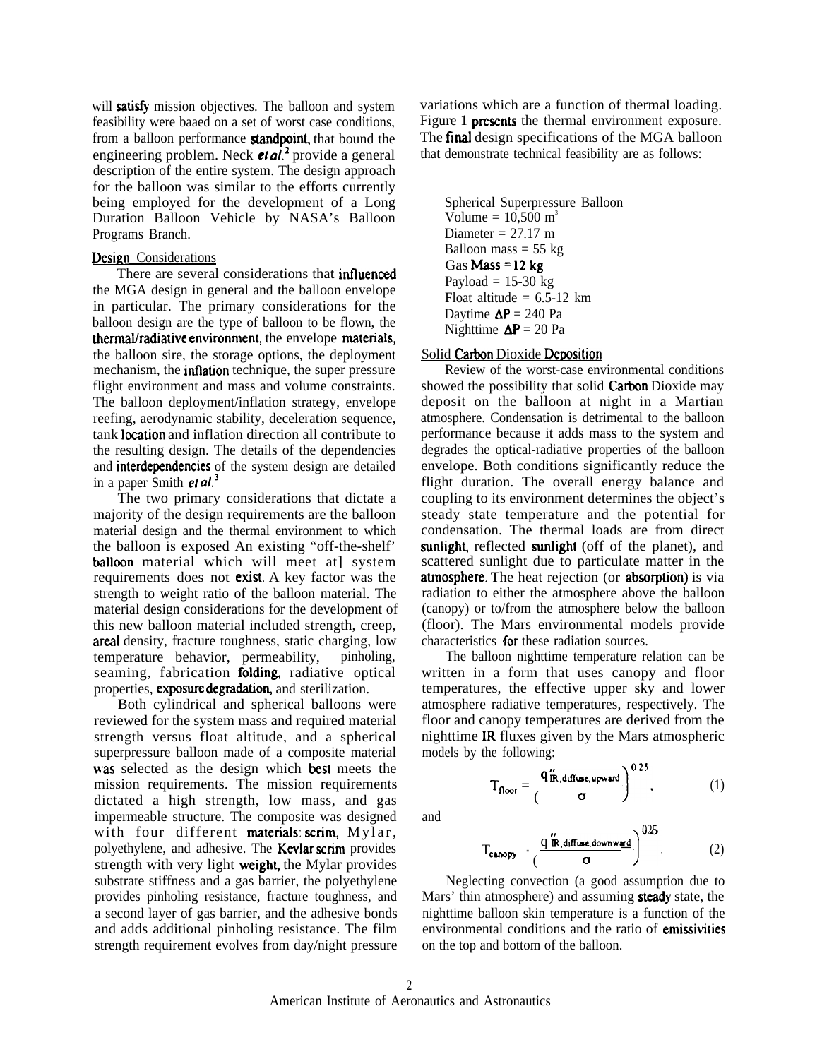will satisfy mission objectives. The balloon and system feasibility were baaed on a set of worst case conditions, from a balloon performance standpoint, that bound the engineering problem. Neck *et al.*[2] provide a general description of the entire system. The design approach for the balloon was similar to the efforts currently being employed for the development of a Long Duration Balloon Vehicle by NASA's Balloon Programs Branch.

## Design Considerations

There are several considerations that influenced the MGA design in general and the balloon envelope in particular. The primary considerations for the balloon design are the type of balloon to be flown, the thermal/radiative environment, the envelope materials, the balloon sire, the storage options, the deployment mechanism, the inflation technique, the super pressure flight environment and mass and volume constraints. The balloon deployment/inflation strategy, envelope reefing, aerodynamic stability, deceleration sequence, tank location and inflation direction all contribute to the resulting design. The details of the dependencies and interdependencies of the system design are detailed in a paper Smith *et al.*[3]

The two primary considerations that dictate a majority of the design requirements are the balloon material design and the thermal environment to which the balloon is exposed An existing "off-the-shelf' balloon material which will meet at] system requirements does not exist. A key factor was the strength to weight ratio of the balloon material. The material design considerations for the development of this new balloon material included strength, creep, areal density, fracture toughness, static charging, low temperature behavior, permeability, pinholing, seaming, fabrication folding, radiative optical properties, exposure degradation, and sterilization.

Both cylindrical and spherical balloons were reviewed for the system mass and required material strength versus float altitude, and a spherical superpressure balloon made of a composite material was selected as the design which best meets the mission requirements. The mission requirements dictated a high strength, low mass, and gas impermeable structure. The composite was designed with four different materials: scrim, Mylar, polyethylene, and adhesive. The Kevlar scrim provides strength with very light weight, the Mylar provides substrate stiffness and a gas barrier, the polyethylene provides pinholing resistance, fracture toughness, and a second layer of gas barrier, and the adhesive bonds and adds additional pinholing resistance. The film strength requirement evolves from day/night pressure variations which are a function of thermal loading. Figure 1 presents the thermal environment exposure. The final design specifications of the MGA balloon that demonstrate technical feasibility are as follows:

Spherical Superpressure Balloon
Volume = 10,500 $m^3$
Diameter = 27.17 m
Balloon mass = 55 kg
Gas Mass = 12 kg
Payload = 15-30 kg
Float altitude = 6.5-12 km
Daytime $\Delta P$ = 240 Pa
Nighttime $\Delta P$ = 20 Pa

## Solid Carbon Dioxide Deposition

Review of the worst-case environmental conditions showed the possibility that solid Carbon Dioxide may deposit on the balloon at night in a Martian atmosphere. Condensation is detrimental to the balloon performance because it adds mass to the system and degrades the optical-radiative properties of the balloon envelope. Both conditions significantly reduce the flight duration. The overall energy balance and coupling to its environment determines the object's steady state temperature and the potential for condensation. The thermal loads are from direct sunlight, reflected sunlight (off of the planet), and scattered sunlight due to particulate matter in the atmosphere. The heat rejection (or absorption) is via radiation to either the atmosphere above the balloon (canopy) or to/from the atmosphere below the balloon (floor). The Mars environmental models provide characteristics for these radiation sources.

The balloon nighttime temperature relation can be written in a form that uses canopy and floor temperatures, the effective upper sky and lower atmosphere radiative temperatures, respectively. The floor and canopy temperatures are derived from the nighttime IR fluxes given by the Mars atmospheric models by the following:

$$T_{floor} = \left( \frac{q''_{IR,diffuse,upward}}{\sigma} \right)^{0.25}, \qquad (1)$$

and

$$T_{canopy} = \left( \frac{q''_{IR,diffuse,downward}}{\sigma} \right)^{0.25}. \qquad (2)$$

Neglecting convection (a good assumption due to Mars' thin atmosphere) and assuming steady state, the nighttime balloon skin temperature is a function of the environmental conditions and the ratio of emissivities on the top and bottom of the balloon.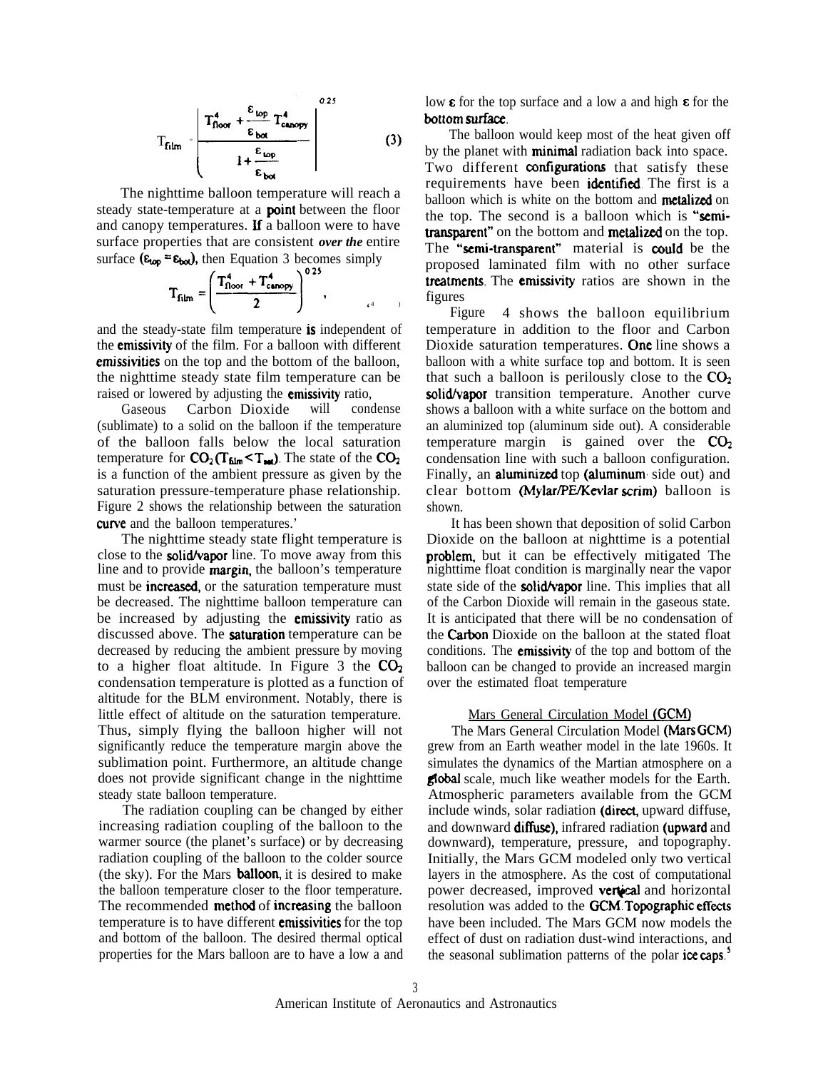$$T_{film} = \left( \frac{T_{floor}^4 + \frac{\varepsilon_{top}}{\varepsilon_{bot}} T_{canopy}^4}{1 + \frac{\varepsilon_{top}}{\varepsilon_{bot}}} \right)^{0.25} \quad (3)$$

The nighttime balloon temperature will reach a steady state-temperature at a point between the floor and canopy temperatures. If a balloon were to have surface properties that are consistent *over the* entire surface ($\varepsilon_{top} = \varepsilon_{bot}$), then Equation 3 becomes simply

$$T_{film} = \left( \frac{T_{floor}^4 + T_{canopy}^4}{2} \right)^{0.25}, \quad (4)$$

and the steady-state film temperature is independent of the emissivity of the film. For a balloon with different emissivities on the top and the bottom of the balloon, the nighttime steady state film temperature can be raised or lowered by adjusting the emissivity ratio,

Gaseous Carbon Dioxide will condense (sublimate) to a solid on the balloon if the temperature of the balloon falls below the local saturation temperature for $CO_2$ ($T_{film} < T_{sat}$). The state of the $CO_2$ is a function of the ambient pressure as given by the saturation pressure-temperature phase relationship. Figure 2 shows the relationship between the saturation curve and the balloon temperatures.'

The nighttime steady state flight temperature is close to the solid/vapor line. To move away from this line and to provide margin, the balloon's temperature must be increased, or the saturation temperature must be decreased. The nighttime balloon temperature can be increased by adjusting the emissivity ratio as discussed above. The saturation temperature can be decreased by reducing the ambient pressure by moving to a higher float altitude. In Figure 3 the $CO_2$ condensation temperature is plotted as a function of altitude for the BLM environment. Notably, there is little effect of altitude on the saturation temperature. Thus, simply flying the balloon higher will not significantly reduce the temperature margin above the sublimation point. Furthermore, an altitude change does not provide significant change in the nighttime steady state balloon temperature.

The radiation coupling can be changed by either increasing radiation coupling of the balloon to the warmer source (the planet's surface) or by decreasing radiation coupling of the balloon to the colder source (the sky). For the Mars balloon, it is desired to make the balloon temperature closer to the floor temperature. The recommended method of increasing the balloon temperature is to have different emissivities for the top and bottom of the balloon. The desired thermal optical properties for the Mars balloon are to have a low a and low $\varepsilon$ for the top surface and a low a and high $\varepsilon$ for the bottom surface.

The balloon would keep most of the heat given off by the planet with minimal radiation back into space. Two different configurations that satisfy these requirements have been identified. The first is a balloon which is white on the bottom and metalized on the top. The second is a balloon which is "semi-transparent" on the bottom and metalized on the top. The "semi-transparent" material is could be the proposed laminated film with no other surface treatments. The emissivity ratios are shown in the figures

Figure 4 shows the balloon equilibrium temperature in addition to the floor and Carbon Dioxide saturation temperatures. One line shows a balloon with a white surface top and bottom. It is seen that such a balloon is perilously close to the $CO_2$ solid/vapor transition temperature. Another curve shows a balloon with a white surface on the bottom and an aluminized top (aluminum side out). A considerable temperature margin is gained over the $CO_2$ condensation line with such a balloon configuration. Finally, an aluminized top (aluminum side out) and clear bottom (Mylar/PE/Kevlar scrim) balloon is shown.

It has been shown that deposition of solid Carbon Dioxide on the balloon at nighttime is a potential problem, but it can be effectively mitigated The nighttime float condition is marginally near the vapor state side of the solid/vapor line. This implies that all of the Carbon Dioxide will remain in the gaseous state. It is anticipated that there will be no condensation of the Carbon Dioxide on the balloon at the stated float conditions. The emissivity of the top and bottom of the balloon can be changed to provide an increased margin over the estimated float temperature

## Mars General Circulation Model (GCM)

The Mars General Circulation Model (Mars GCM) grew from an Earth weather model in the late 1960s. It simulates the dynamics of the Martian atmosphere on a global scale, much like weather models for the Earth. Atmospheric parameters available from the GCM include winds, solar radiation (direct, upward diffuse, and downward diffuse), infrared radiation (upward and downward), temperature, pressure, and topography. Initially, the Mars GCM modeled only two vertical layers in the atmosphere. As the cost of computational power decreased, improved vertical and horizontal resolution was added to the GCM. Topographic effects have been included. The Mars GCM now models the effect of dust on radiation dust-wind interactions, and the seasonal sublimation patterns of the polar ice caps.[5]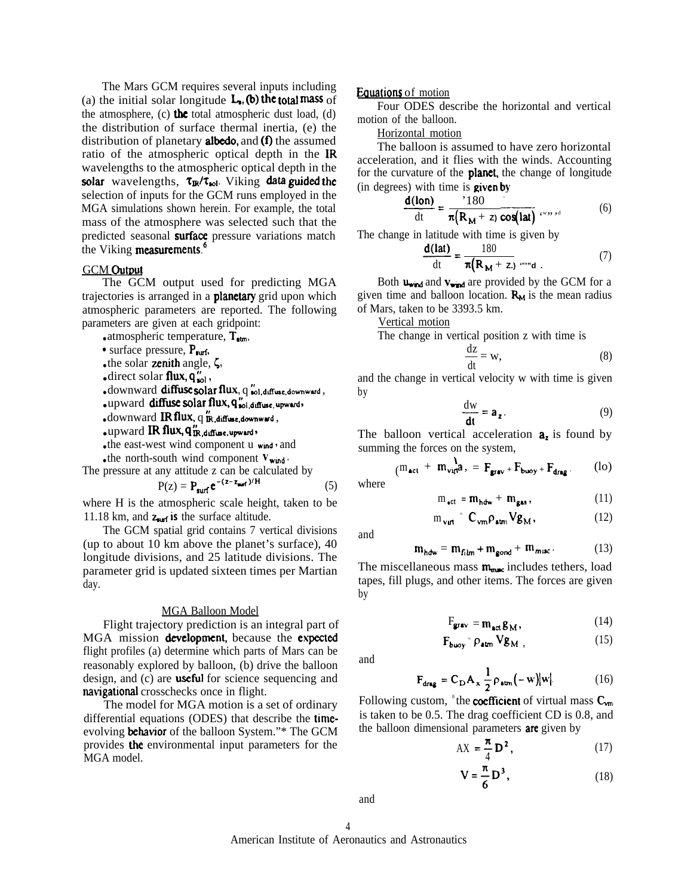The Mars GCM requires several inputs including (a) the initial solar longitude $L_s$, (b) the total mass of the atmosphere, (c) the total atmospheric dust load, (d) the distribution of surface thermal inertia, (e) the distribution of planetary albedo, and (f) the assumed ratio of the atmospheric optical depth in the IR wavelengths to the atmospheric optical depth in the solar wavelengths, $\tau_{IR}/\tau_{sol}$. Viking data guided the selection of inputs for the GCM runs employed in the MGA simulations shown herein. For example, the total mass of the atmosphere was selected such that the predicted seasonal surface pressure variations match the Viking measurements.[6]

GCM Output

The GCM output used for predicting MGA trajectories is arranged in a planetary grid upon which atmospheric parameters are reported. The following parameters are given at each gridpoint:

- atmospheric temperature, $T_{atm}$,
- surface pressure, $P_{surf}$,
- the solar zenith angle, $\zeta$,
- direct solar flux, $q''_{sol}$,
- downward diffuse solar flux, $q''_{sol,diffuse,downward}$,
- upward diffuse solar flux, $q''_{sol,diffuse,upward}$,
- downward IR flux, $q''_{IR,diffuse,downward}$,
- upward IR flux, $q''_{IR,diffuse,upward}$,
- the east-west wind component $u_{wind}$, and
- the north-south wind component $v_{wind}$.

The pressure at any attitude z can be calculated by

$$P(z) = P_{surf} e^{-(z - z_{surf})/H} \tag{5}$$

where H is the atmospheric scale height, taken to be 11.18 km, and $z_{surf}$ is the surface altitude.

The GCM spatial grid contains 7 vertical divisions (up to about 10 km above the planet's surface), 40 longitude divisions, and 25 latitude divisions. The parameter grid is updated sixteen times per Martian day.

## MGA Balloon Model

Flight trajectory prediction is an integral part of MGA mission development, because the expected flight profiles (a) determine which parts of Mars can be reasonably explored by balloon, (b) drive the balloon design, and (c) are useful for science sequencing and navigational crosschecks once in flight.

The model for MGA motion is a set of ordinary differential equations (ODES) that describe the time-evolving behavior of the balloon System."* The GCM provides the environmental input parameters for the MGA model.

Equations of motion

Four ODES describe the horizontal and vertical motion of the balloon.

Horizontal motion

The balloon is assumed to have zero horizontal acceleration, and it flies with the winds. Accounting for the curvature of the planet, the change of longitude (in degrees) with time is given by

$$\frac{d(lon)}{dt} = \frac{180}{\pi\left(R_M + z\right)\cos(lat)} u_{wind} \tag{6}$$

The change in latitude with time is given by

$$\frac{d(lat)}{dt} = \frac{180}{\pi\left(R_M + z\right)} v_{wind} . \tag{7}$$

Both $u_{wind}$ and $v_{wind}$ are provided by the GCM for a given time and balloon location. $R_M$ is the mean radius of Mars, taken to be 3393.5 km.

Vertical motion

The change in vertical position z with time is

$$\frac{dz}{dt} = w, \tag{8}$$

and the change in vertical velocity w with time is given by

$$\frac{dw}{dt} = a_z . \tag{9}$$

The balloon vertical acceleration $a_z$ is found by summing the forces on the system,

$$\left(m_{act} + m_{virt}\right)a_z = F_{grav} + F_{buoy} + F_{drag} . \tag{10}$$

where

$$m_{act} = m_{hdw} + m_{gas} , \tag{11}$$

$$m_{virt} = C_{vm} \rho_{atm} V g_M , \tag{12}$$

and

$$m_{hdw} = m_{film} + m_{gond} + m_{misc} . \tag{13}$$

The miscellaneous mass $m_{misc}$ includes tethers, load tapes, fill plugs, and other items. The forces are given by

$$F_{grav} = m_{act} g_M , \tag{14}$$

$$F_{buoy} = \rho_{atm} V g_M , \tag{15}$$

and

$$F_{drag} = C_D A_x \frac{1}{2} \rho_{atm} \left(-w\right)|w| . \tag{16}$$

Following custom, [8] the coefficient of virtual mass $C_{vm}$ is taken to be 0.5. The drag coefficient CD is 0.8, and the balloon dimensional parameters are given by

$$A_x = \frac{\pi}{4} D^2 , \tag{17}$$

$$V = \frac{\pi}{6} D^3 , \tag{18}$$

and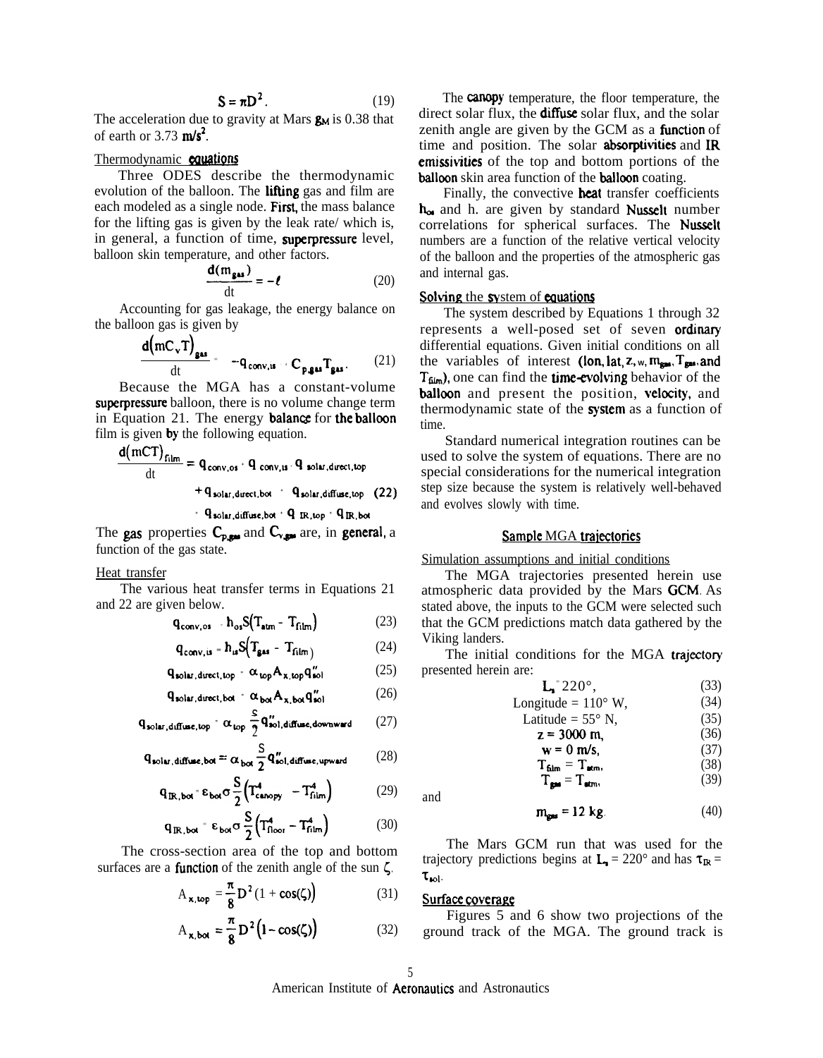$$S = \pi D^2 . \tag{19}$$

The acceleration due to gravity at Mars $g_M$ is 0.38 that of earth or 3.73 $m/s^2$.

Thermodynamic equations

Three ODES describe the thermodynamic evolution of the balloon. The lifting gas and film are each modeled as a single node. First, the mass balance for the lifting gas is given by the leak rate/ which is, in general, a function of time, superpressure level, balloon skin temperature, and other factors.

$$\frac{d(m_{gas})}{dt} = -\ell \tag{20}$$

Accounting for gas leakage, the energy balance on the balloon gas is given by

$$\frac{d\left(mC_v T\right)_{gas}}{dt} = -q_{conv,is} - C_{p,gas} T_{gas} . \tag{21}$$

Because the MGA has a constant-volume superpressure balloon, there is no volume change term in Equation 21. The energy balance for the balloon film is given by the following equation.

$$\begin{aligned}\frac{d\left(mCT\right)_{film}}{dt} = q_{conv,os} + q_{conv,is} + q_{solar,direct,top} \\ + q_{solar,direct,bot} + q_{solar,diffuse,top} \\ + q_{solar,diffuse,bot} + q_{IR,top} + q_{IR,bot}\end{aligned} \tag{22}$$

The gas properties $C_{p,gas}$ and $C_{v,gas}$ are, in general, a function of the gas state.

Heat transfer

The various heat transfer terms in Equations 21 and 22 are given below.

$$q_{conv,os} = h_{os} S\left(T_{atm} - T_{film}\right) \tag{23}$$

$$q_{conv,is} = h_{is} S\left(T_{gas} - T_{film}\right) \tag{24}$$

$$q_{solar,direct,top} = \alpha_{top} A_{x,top} q''_{sol} \tag{25}$$

$$q_{solar,direct,bot} = \alpha_{bot} A_{x,bot} q''_{sol} \tag{26}$$

$$q_{solar,diffuse,top} = \alpha_{top} \frac{S}{2} q''_{sol,diffuse,downward} \tag{27}$$

$$q_{solar,diffuse,bot} = \alpha_{bot} \frac{S}{2} q''_{sol,diffuse,upward} \tag{28}$$

$$q_{IR,bot} = \varepsilon_{bot} \sigma \frac{S}{2}\left(T^4_{canopy} - T^4_{film}\right) \tag{29}$$

$$q_{IR,bot} = \varepsilon_{bot} \sigma \frac{S}{2}\left(T^4_{floor} - T^4_{film}\right) \tag{30}$$

The cross-section area of the top and bottom surfaces are a function of the zenith angle of the sun $\zeta$.

$$A_{x,top} = \frac{\pi}{8} D^2 \left(1 + \cos(\zeta)\right) \tag{31}$$

$$A_{x,bot} = \frac{\pi}{8} D^2 \left(1 - \cos(\zeta)\right) \tag{32}$$

The canopy temperature, the floor temperature, the direct solar flux, the diffuse solar flux, and the solar zenith angle are given by the GCM as a function of time and position. The solar absorptivities and IR emissivities of the top and bottom portions of the balloon skin area function of the balloon coating.

Finally, the convective heat transfer coefficients $h_{os}$ and h. are given by standard Nusselt number correlations for spherical surfaces. The Nusselt numbers are a function of the relative vertical velocity of the balloon and the properties of the atmospheric gas and internal gas.

## Solving the system of equations

The system described by Equations 1 through 32 represents a well-posed set of seven ordinary differential equations. Given initial conditions on all the variables of interest $(lon, lat, z, w, m_{gas}, T_{gas}, \text{and } T_{film})$, one can find the time-evolving behavior of the balloon and present the position, velocity, and thermodynamic state of the system as a function of time.

Standard numerical integration routines can be used to solve the system of equations. There are no special considerations for the numerical integration step size because the system is relatively well-behaved and evolves slowly with time.

## Sample MGA trajectories

Simulation assumptions and initial conditions

The MGA trajectories presented herein use atmospheric data provided by the Mars GCM. As stated above, the inputs to the GCM were selected such that the GCM predictions match data gathered by the Viking landers.

The initial conditions for the MGA trajectory presented herein are:

$$L_s = 220°, \tag{33}$$

$$\text{Longitude} = 110° \text{ W}, \tag{34}$$

$$\text{Latitude} = 55° \text{ N}, \tag{35}$$

$$z = 3000 \text{ m}, \tag{36}$$

$$w = 0 \text{ m/s}, \tag{37}$$

$$T_{film} = T_{atm}, \tag{38}$$

$$T_{gas} = T_{atm}, \tag{39}$$

and

$$m_{gas} = 12 \text{ kg}. \tag{40}$$

The Mars GCM run that was used for the trajectory predictions begins at $L_s = 220°$ and has $\tau_{IR} = \tau_{sol}$.

## Surface coverage

Figures 5 and 6 show two projections of the ground track of the MGA. The ground track is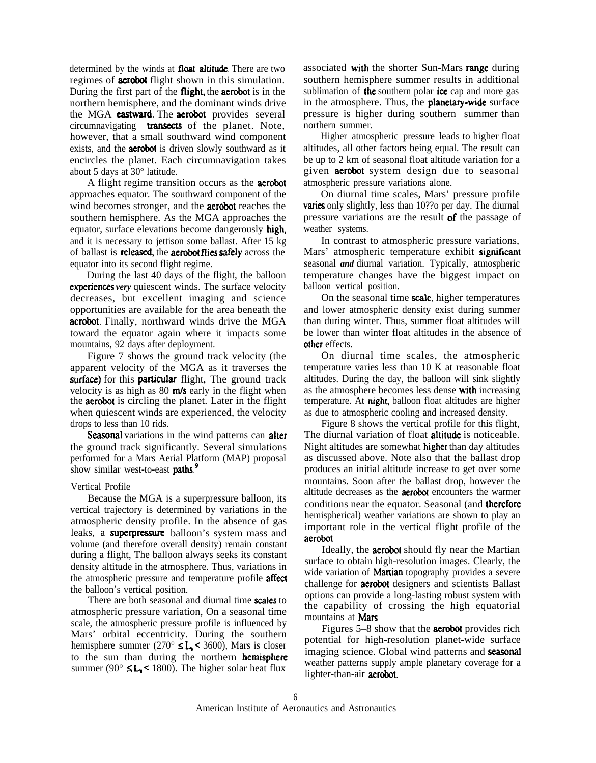determined by the winds at float altitude. There are two regimes of aerobot flight shown in this simulation. During the first part of the flight, the aerobot is in the northern hemisphere, and the dominant winds drive the MGA eastward. The aerobot provides several circumnavigating transects of the planet. Note, however, that a small southward wind component exists, and the aerobot is driven slowly southward as it encircles the planet. Each circumnavigation takes about 5 days at 30° latitude.

A flight regime transition occurs as the aerobot approaches equator. The southward component of the wind becomes stronger, and the aerobot reaches the southern hemisphere. As the MGA approaches the equator, surface elevations become dangerously high, and it is necessary to jettison some ballast. After 15 kg of ballast is released, the aerobot flies safely across the equator into its second flight regime.

During the last 40 days of the flight, the balloon experiences *very* quiescent winds. The surface velocity decreases, but excellent imaging and science opportunities are available for the area beneath the aerobot. Finally, northward winds drive the MGA toward the equator again where it impacts some mountains, 92 days after deployment.

Figure 7 shows the ground track velocity (the apparent velocity of the MGA as it traverses the surface) for this particular flight, The ground track velocity is as high as 80 m/s early in the flight when the aerobot is circling the planet. Later in the flight when quiescent winds are experienced, the velocity drops to less than 10 rids.

Seasonal variations in the wind patterns can alter the ground track significantly. Several simulations performed for a Mars Aerial Platform (MAP) proposal show similar west-to-east paths.[9]

Vertical Profile

Because the MGA is a superpressure balloon, its vertical trajectory is determined by variations in the atmospheric density profile. In the absence of gas leaks, a superpressure balloon's system mass and volume (and therefore overall density) remain constant during a flight, The balloon always seeks its constant density altitude in the atmosphere. Thus, variations in the atmospheric pressure and temperature profile affect the balloon's vertical position.

There are both seasonal and diurnal time scales to atmospheric pressure variation, On a seasonal time scale, the atmospheric pressure profile is influenced by Mars' orbital eccentricity. During the southern hemisphere summer ($270° \leq L_s < 3600$), Mars is closer to the sun than during the northern hemisphere summer ($90° \leq L_s < 1800$). The higher solar heat flux associated with the shorter Sun-Mars range during southern hemisphere summer results in additional sublimation of the southern polar ice cap and more gas in the atmosphere. Thus, the planetary-wide surface pressure is higher during southern summer than northern summer.

Higher atmospheric pressure leads to higher float altitudes, all other factors being equal. The result can be up to 2 km of seasonal float altitude variation for a given aerobot system design due to seasonal atmospheric pressure variations alone.

On diurnal time scales, Mars' pressure profile varies only slightly, less than 10??o per day. The diurnal pressure variations are the result of the passage of weather systems.

In contrast to atmospheric pressure variations, Mars' atmospheric temperature exhibit significant seasonal *and* diurnal variation. Typically, atmospheric temperature changes have the biggest impact on balloon vertical position.

On the seasonal time scale, higher temperatures and lower atmospheric density exist during summer than during winter. Thus, summer float altitudes will be lower than winter float altitudes in the absence of other effects.

On diurnal time scales, the atmospheric temperature varies less than 10 K at reasonable float altitudes. During the day, the balloon will sink slightly as the atmosphere becomes less dense with increasing temperature. At night, balloon float altitudes are higher as due to atmospheric cooling and increased density.

Figure 8 shows the vertical profile for this flight, The diurnal variation of float altitude is noticeable. Night altitudes are somewhat higher than day altitudes as discussed above. Note also that the ballast drop produces an initial altitude increase to get over some mountains. Soon after the ballast drop, however the altitude decreases as the aerobot encounters the warmer conditions near the equator. Seasonal (and therefore hemispherical) weather variations are shown to play an important role in the vertical flight profile of the aerobot

Ideally, the aerobot should fly near the Martian surface to obtain high-resolution images. Clearly, the wide variation of Martian topography provides a severe challenge for aerobot designers and scientists Ballast options can provide a long-lasting robust system with the capability of crossing the high equatorial mountains at Mars.

Figures 5–8 show that the aerobot provides rich potential for high-resolution planet-wide surface imaging science. Global wind patterns and seasonal weather patterns supply ample planetary coverage for a lighter-than-air aerobot.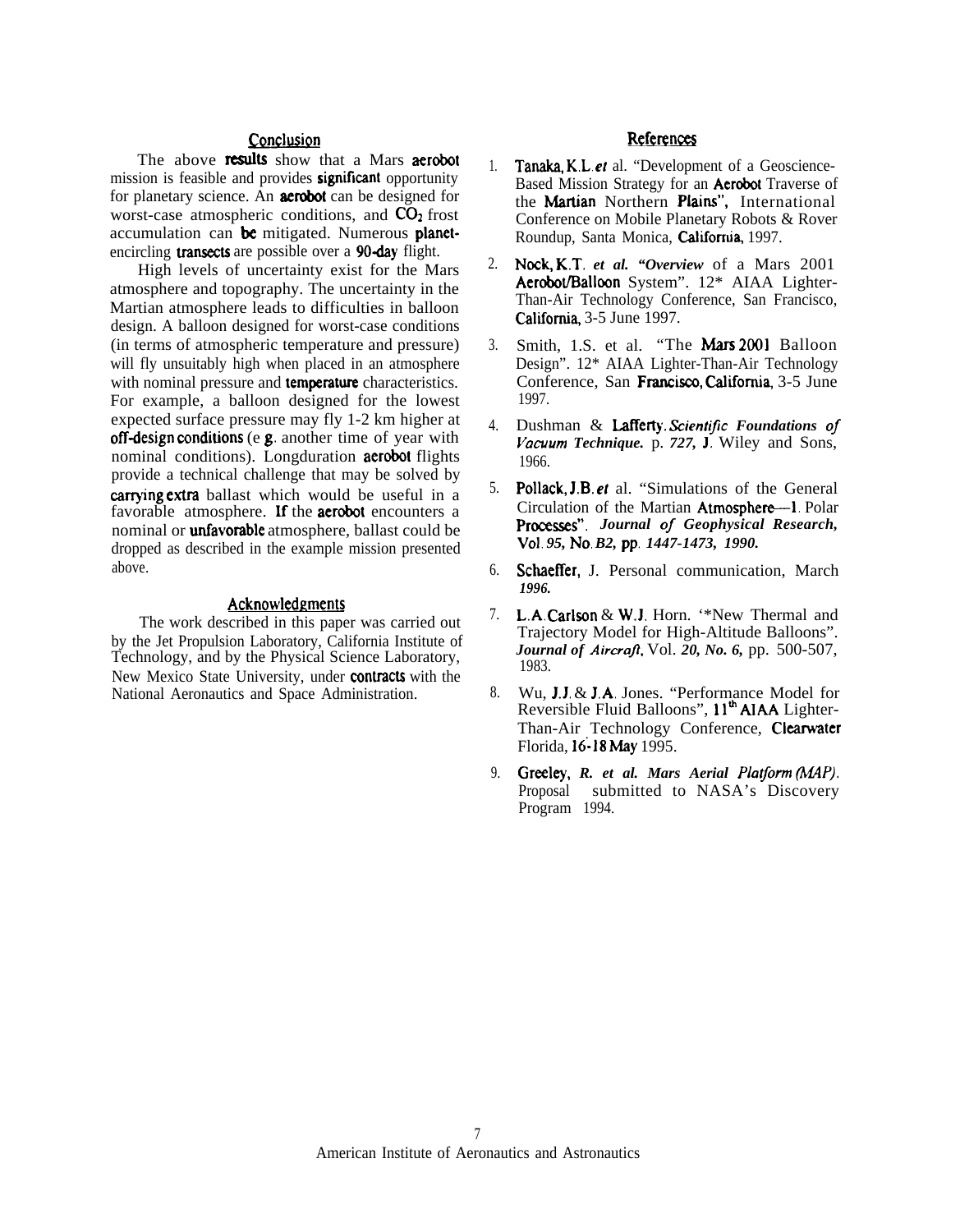## Conclusion

The above results show that a Mars aerobot mission is feasible and provides significant opportunity for planetary science. An aerobot can be designed for worst-case atmospheric conditions, and $CO_2$ frost accumulation can be mitigated. Numerous planet-encircling transects are possible over a 90-day flight.

High levels of uncertainty exist for the Mars atmosphere and topography. The uncertainty in the Martian atmosphere leads to difficulties in balloon design. A balloon designed for worst-case conditions (in terms of atmospheric temperature and pressure) will fly unsuitably high when placed in an atmosphere with nominal pressure and temperature characteristics. For example, a balloon designed for the lowest expected surface pressure may fly 1-2 km higher at off-design conditions (e g. another time of year with nominal conditions). Longduration aerobot flights provide a technical challenge that may be solved by carrying extra ballast which would be useful in a favorable atmosphere. If the aerobot encounters a nominal or unfavorable atmosphere, ballast could be dropped as described in the example mission presented above.

## Acknowledgments

The work described in this paper was carried out by the Jet Propulsion Laboratory, California Institute of Technology, and by the Physical Science Laboratory, New Mexico State University, under contracts with the National Aeronautics and Space Administration.

## References

1. Tanaka, K.L. *et* al. "Development of a Geoscience-Based Mission Strategy for an Aerobot Traverse of the Martian Northern Plains", International Conference on Mobile Planetary Robots & Rover Roundup, Santa Monica, California, 1997.
2. Nock, K.T. *et al.* "*Overview* of a Mars 2001 Aerobot/Balloon System". 12* AIAA Lighter-Than-Air Technology Conference, San Francisco, California, 3-5 June 1997.
3. Smith, 1.S. et al. "The Mars 2001 Balloon Design". 12* AIAA Lighter-Than-Air Technology Conference, San Francisco, California, 3-5 June 1997.
4. Dushman & Lafferty. *Scientific Foundations of Vacuum Technique.* p. *727,* J. Wiley and Sons, 1966.
5. Pollack, J.B. *et* al. "Simulations of the General Circulation of the Martian Atmosphere—1. Polar Processes". *Journal of Geophysical Research,* Vol. *95,* No. *B2,* pp. *1447-1473, 1990.*
6. Schaeffer, J. Personal communication, March *1996.*
7. L.A. Carlson & W.J. Horn. '*New Thermal and Trajectory Model for High-Altitude Balloons". *Journal of Aircraft*, Vol. *20, No. 6,* pp. 500-507, 1983.
8. Wu, J.J. & J.A. Jones. "Performance Model for Reversible Fluid Balloons", 11th AIAA Lighter-Than-Air Technology Conference, Clearwater Florida, 16-18 May 1995.
9. Greeley, *R. et al. Mars Aerial Platform (MAP).* Proposal submitted to NASA's Discovery Program 1994.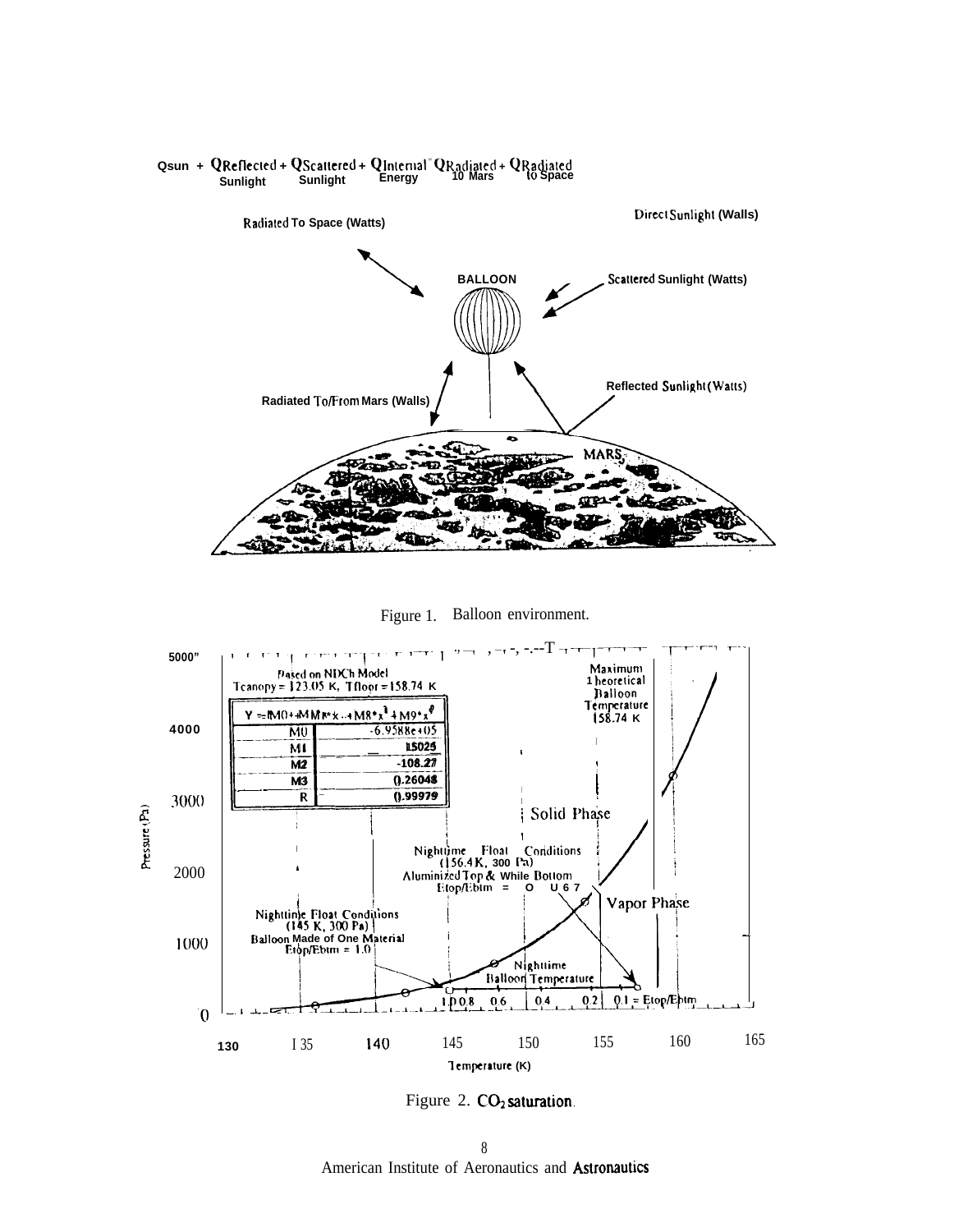$$Q_{sun} + Q_{\text{Reflected Sunlight}} + Q_{\text{Scattered Sunlight}} + Q_{\text{Internal Energy}} = Q_{\text{Radiated to Mars}} + Q_{\text{Radiated to Space}}$$

Figure 1. Balloon environment.

Figure 2. $CO_2$ saturation.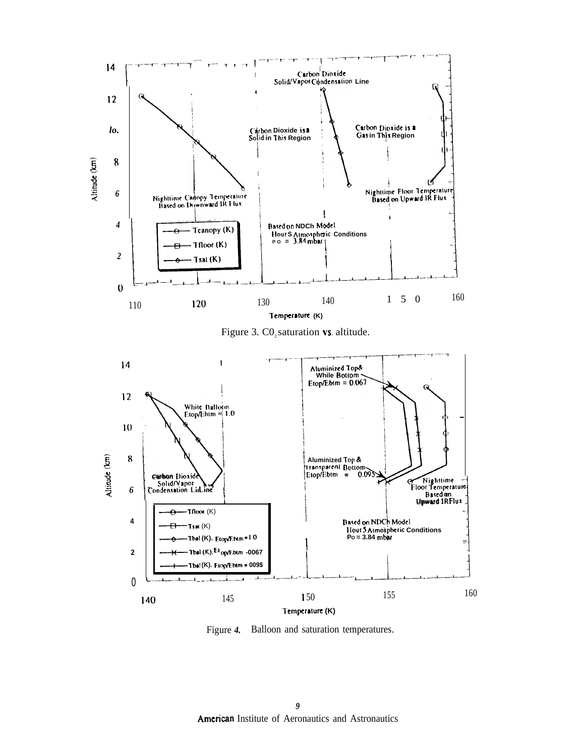Figure 3. $CO_2$ saturation vs. altitude.

Figure 4. Balloon and saturation temperatures.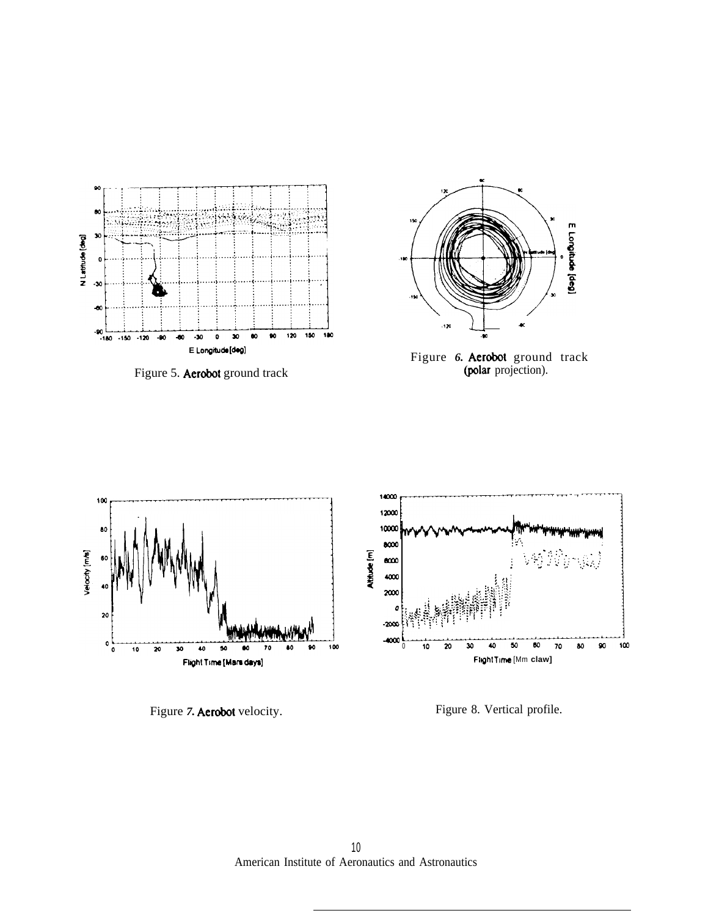N Latitude [deg]

E Longitude [deg]

-180 -150 -120 -90 -60 -30 0 30 60 90 120 150 180

90 60 30 0 -30 -60 -90

Figure 5. **Aerobot** ground track

E Longitude [deg]

N Latitude [deg]

120 90 60 30 0 -30 -60 -90 -120 -150 -180 150

Figure *6.* **Aerobot** ground track **(polar** projection).

Velocity [m/s]

Flight Time [Mars days]

0 10 20 30 40 50 60 70 80 90 100

0 20 40 60 80 100

Figure *7.* **Aerobot** velocity.

Altitude [m]

Flight Time [Mm **claw]**

0 10 20 30 40 50 60 70 80 90 100

14000 12000 10000 8000 6000 4000 2000 0 -2000 -4000

Figure 8. Vertical profile.

American Institute of Aeronautics and Astronautics